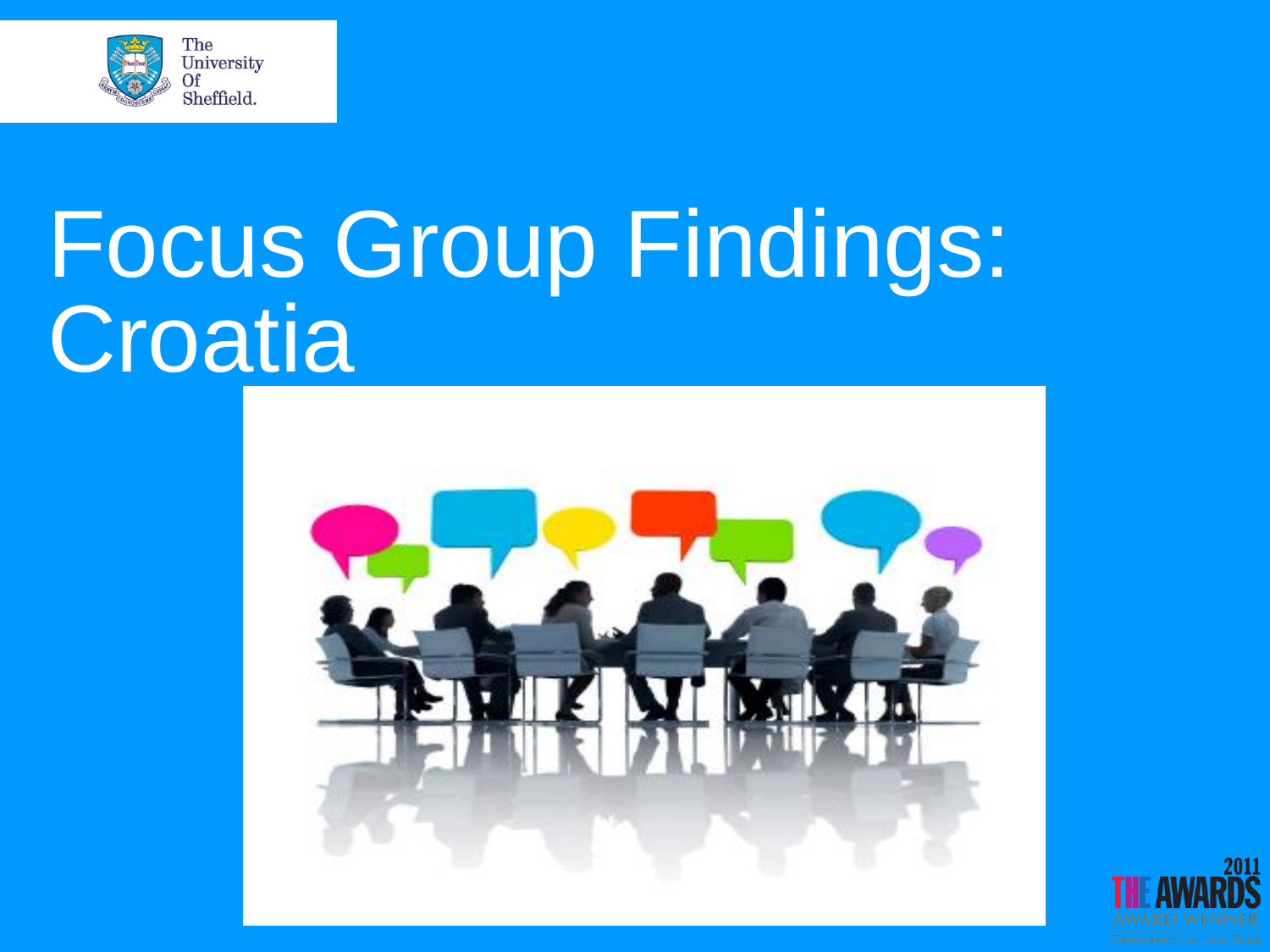# Focus Group Findings: Croatia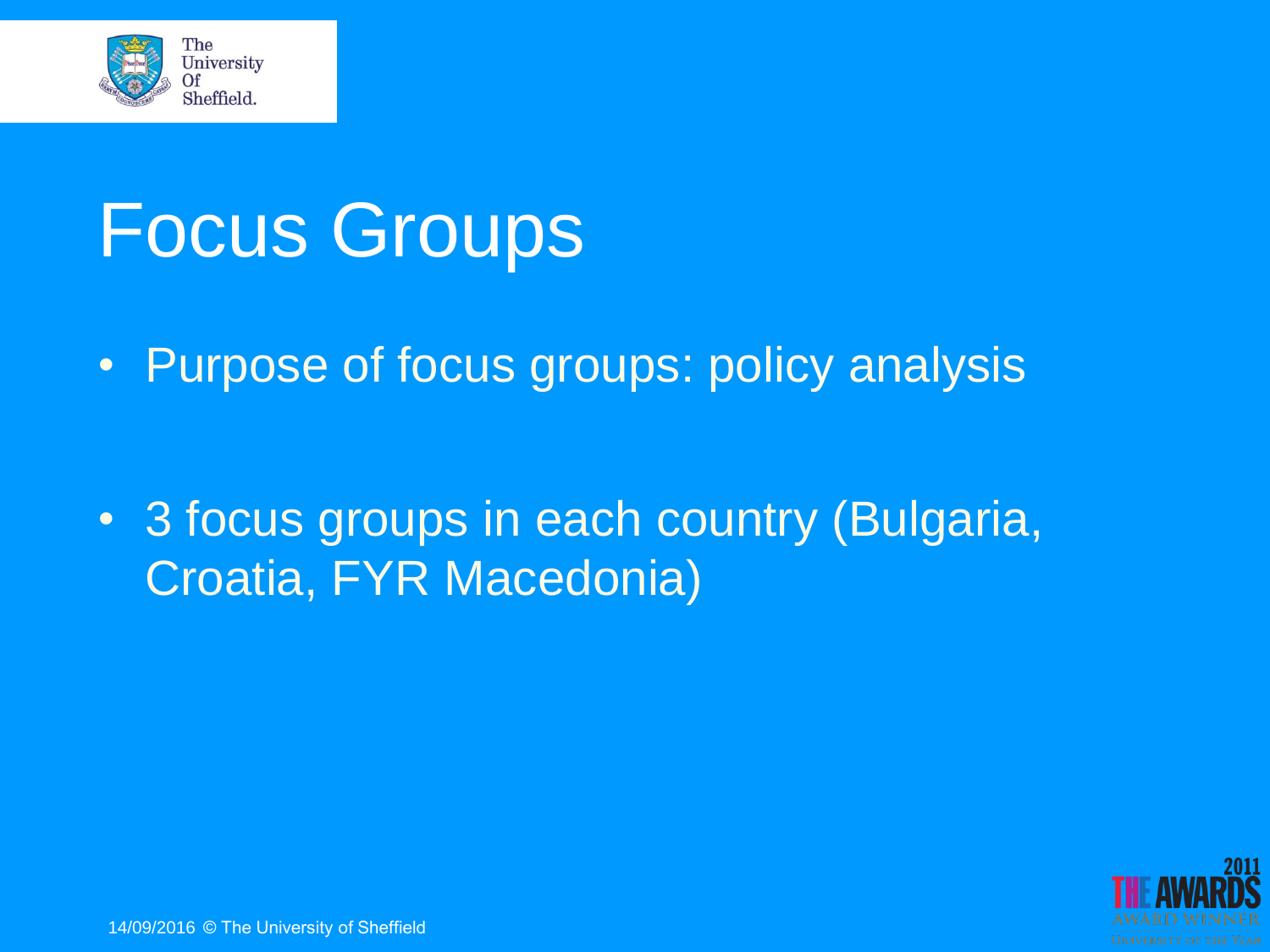# Focus Groups

- Purpose of focus groups: policy analysis
- 3 focus groups in each country (Bulgaria, Croatia, FYR Macedonia)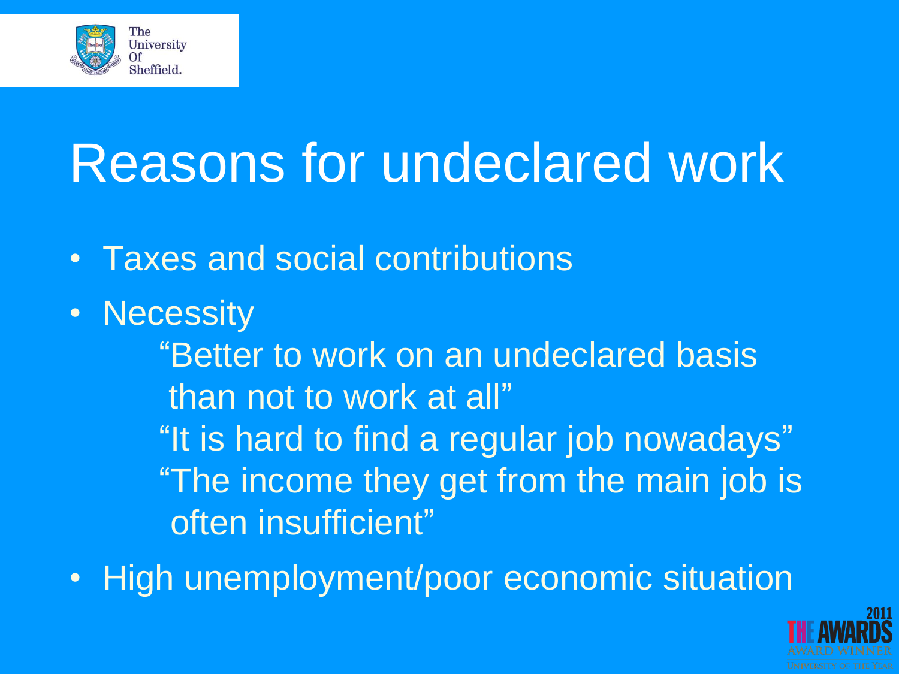# Reasons for undeclared work

- Taxes and social contributions
- Necessity

  "Better to work on an undeclared basis than not to work at all"

  "It is hard to find a regular job nowadays"

  "The income they get from the main job is often insufficient"
- High unemployment/poor economic situation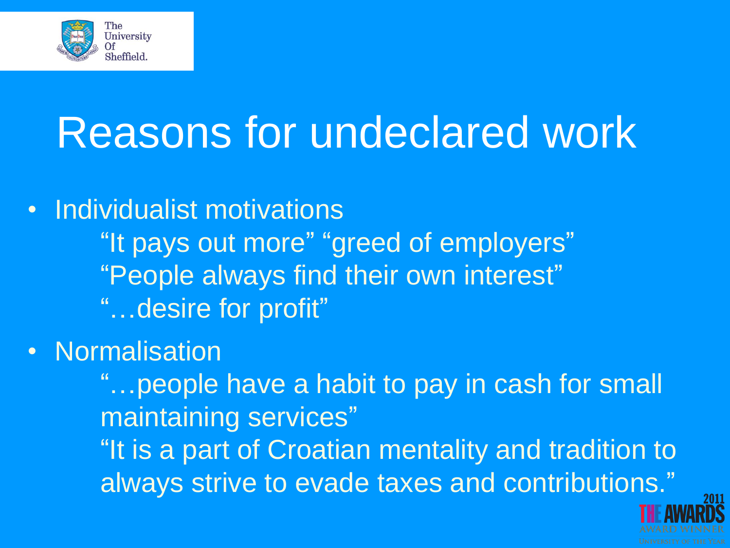# Reasons for undeclared work

- Individualist motivations

  "It pays out more" "greed of employers"

  "People always find their own interest"

  "…desire for profit"

- Normalisation

  "…people have a habit to pay in cash for small maintaining services"

  "It is a part of Croatian mentality and tradition to always strive to evade taxes and contributions."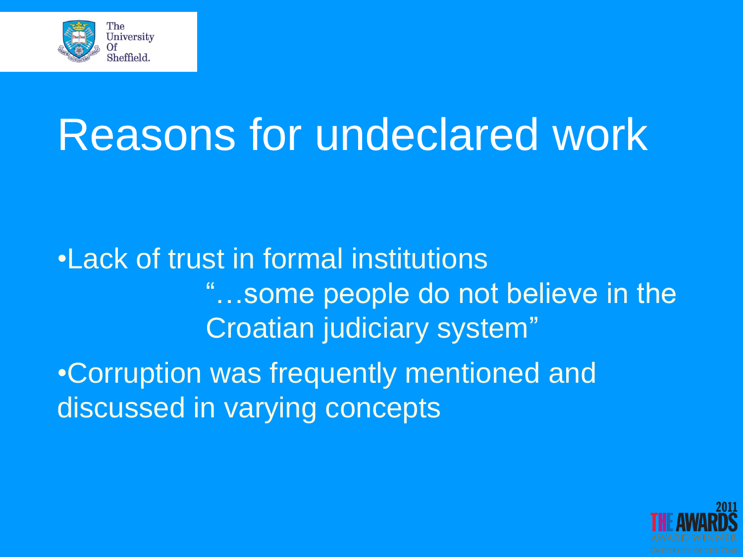# Reasons for undeclared work

- Lack of trust in formal institutions

  "…some people do not believe in the Croatian judiciary system"

- Corruption was frequently mentioned and discussed in varying concepts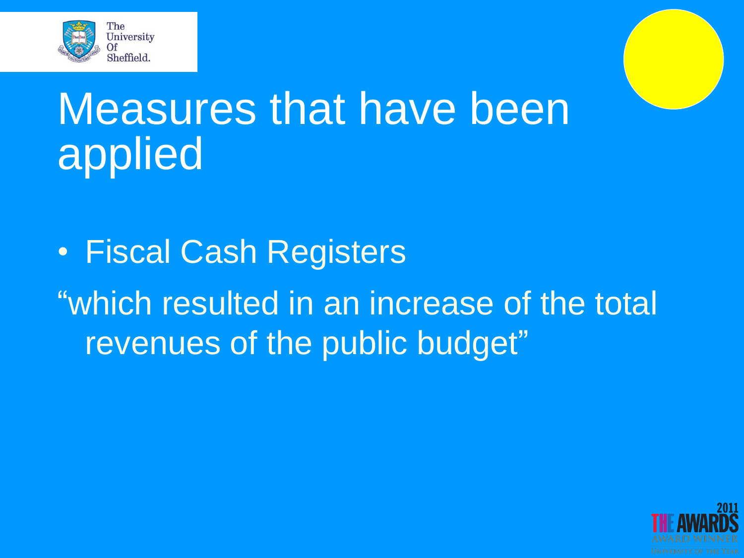# Measures that have been applied

- Fiscal Cash Registers

"which resulted in an increase of the total revenues of the public budget"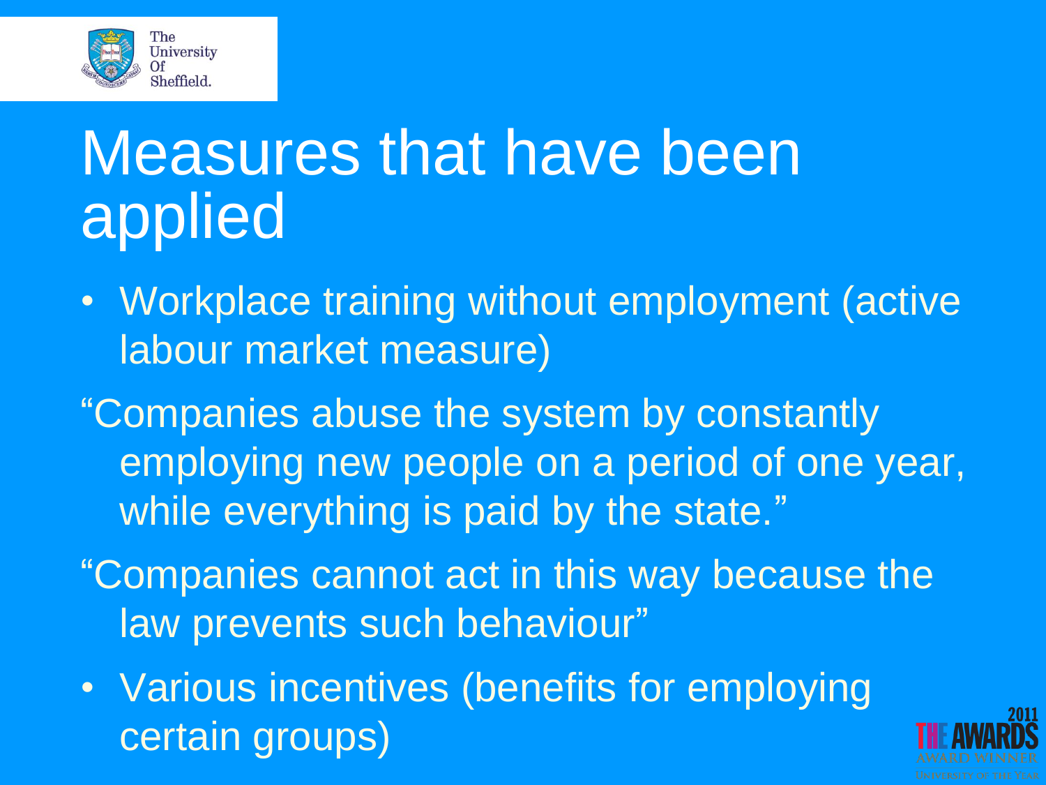# Measures that have been applied

- Workplace training without employment (active labour market measure)

"Companies abuse the system by constantly employing new people on a period of one year, while everything is paid by the state."

"Companies cannot act in this way because the law prevents such behaviour"

- Various incentives (benefits for employing certain groups)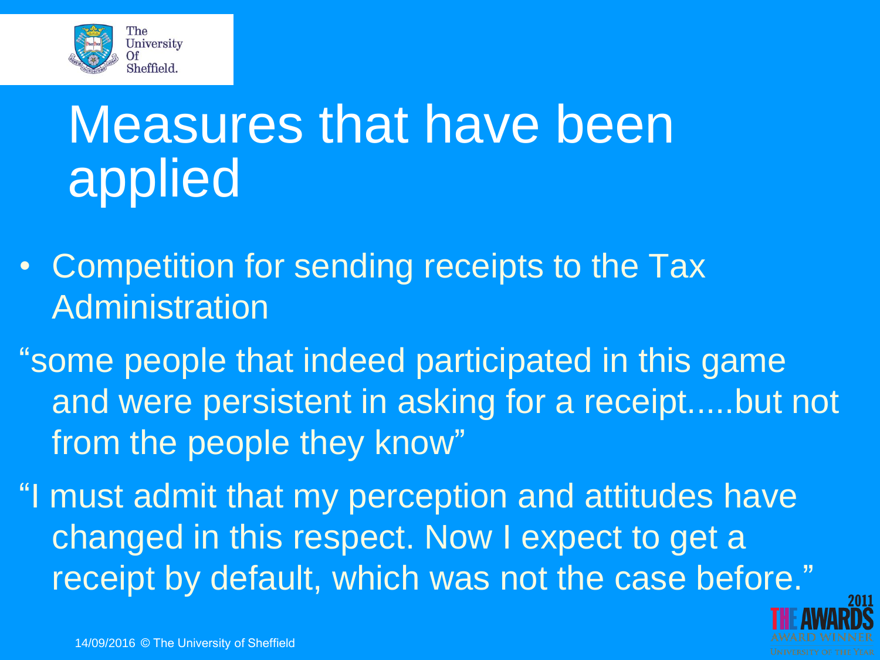# Measures that have been applied

- Competition for sending receipts to the Tax Administration

"some people that indeed participated in this game and were persistent in asking for a receipt.....but not from the people they know"

"I must admit that my perception and attitudes have changed in this respect. Now I expect to get a receipt by default, which was not the case before."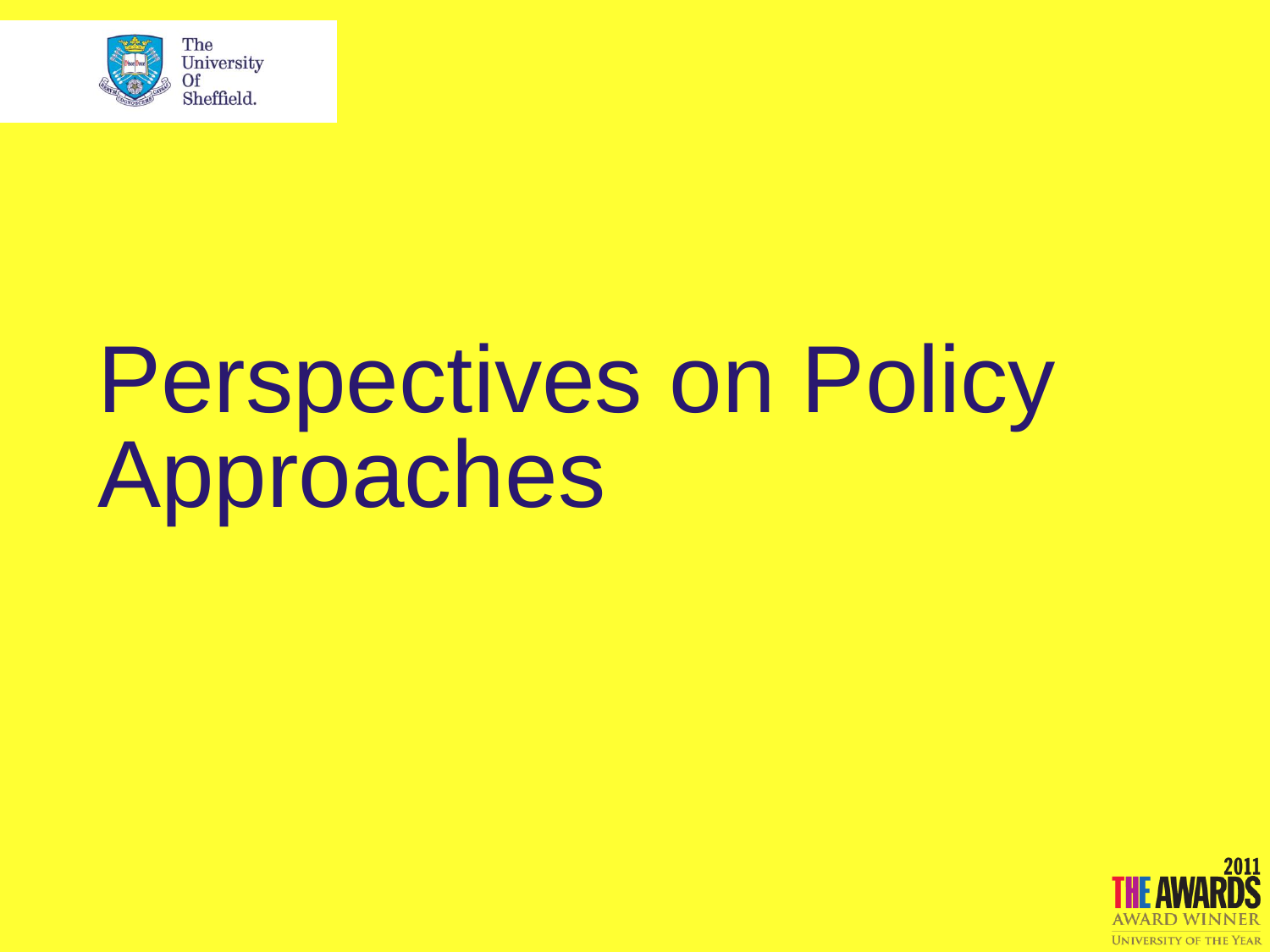# Perspectives on Policy Approaches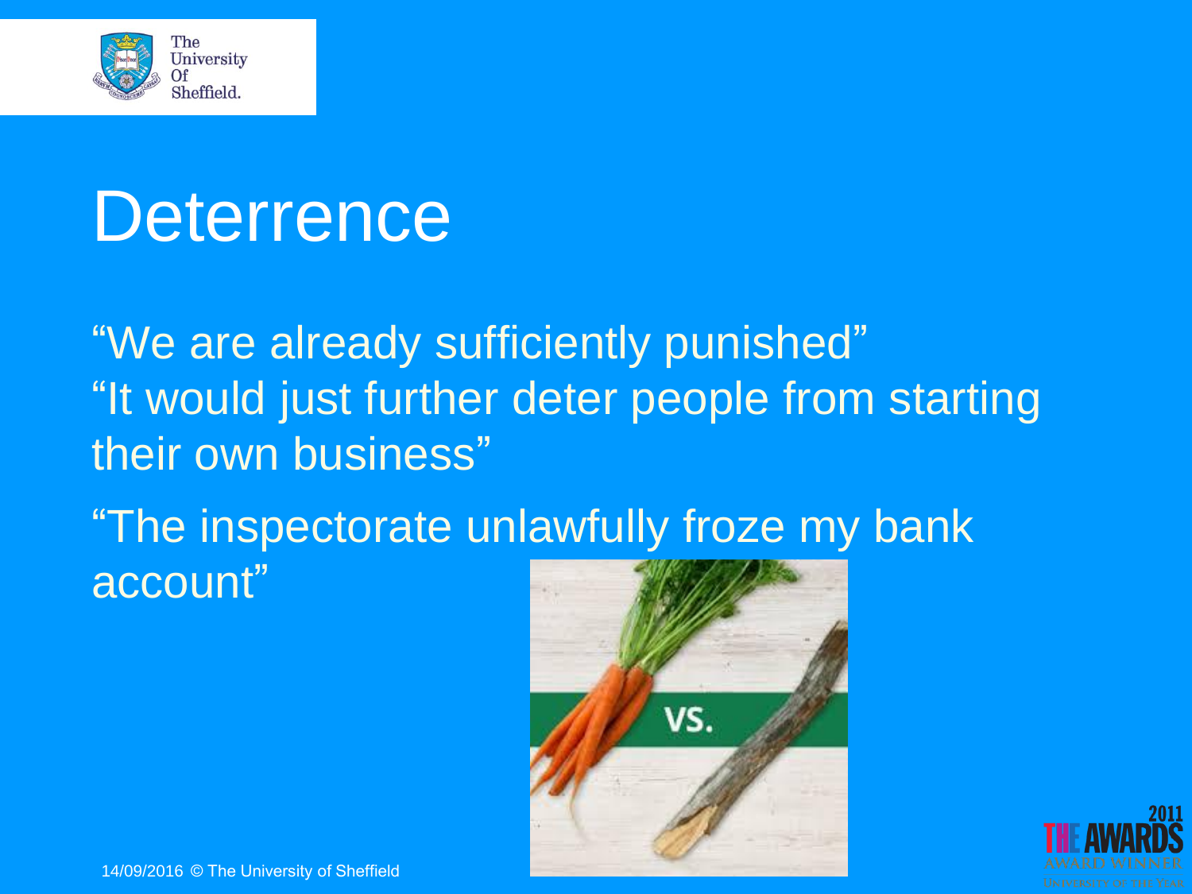# Deterrence

"We are already sufficiently punished"
"It would just further deter people from starting their own business"

"The inspectorate unlawfully froze my bank account"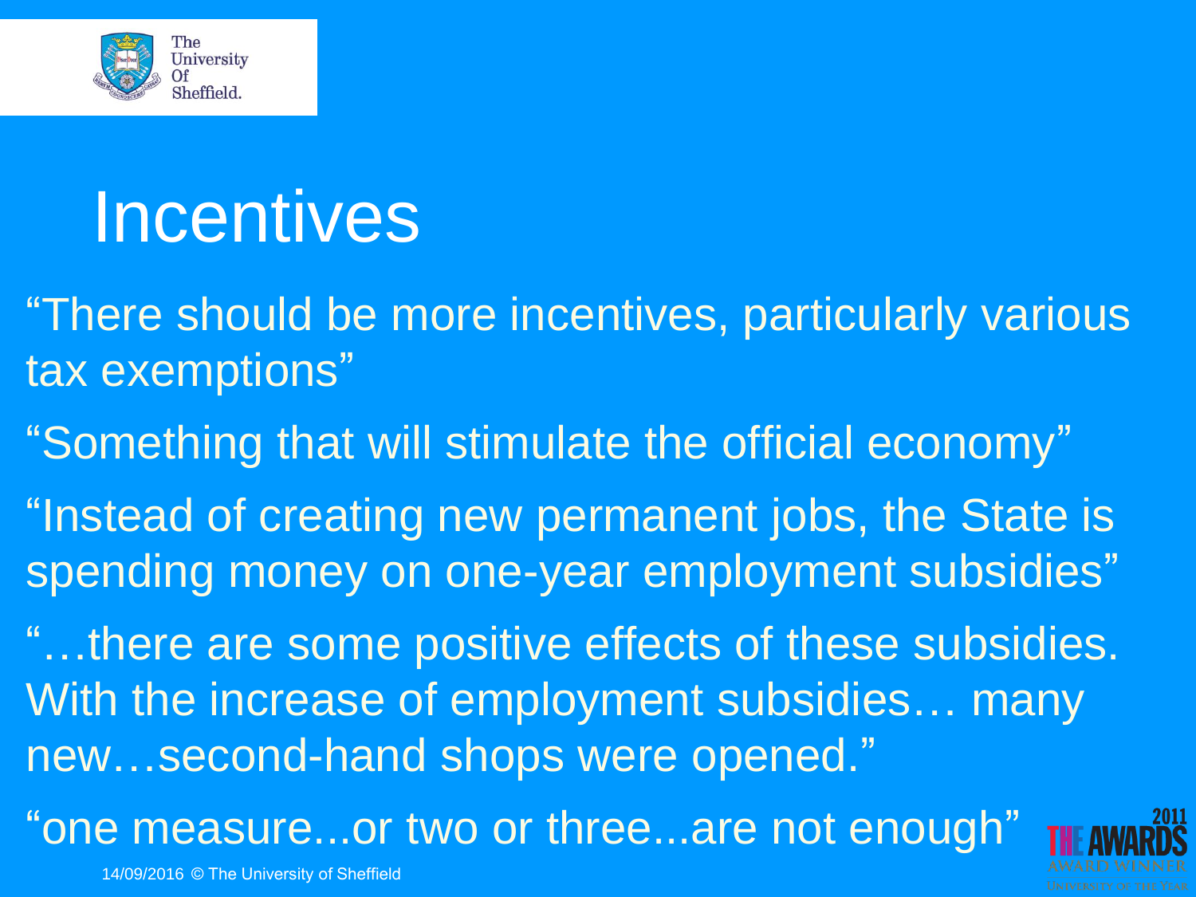# Incentives

"There should be more incentives, particularly various tax exemptions"

"Something that will stimulate the official economy"

"Instead of creating new permanent jobs, the State is spending money on one-year employment subsidies"

"…there are some positive effects of these subsidies. With the increase of employment subsidies… many new…second-hand shops were opened."

"one measure...or two or three...are not enough"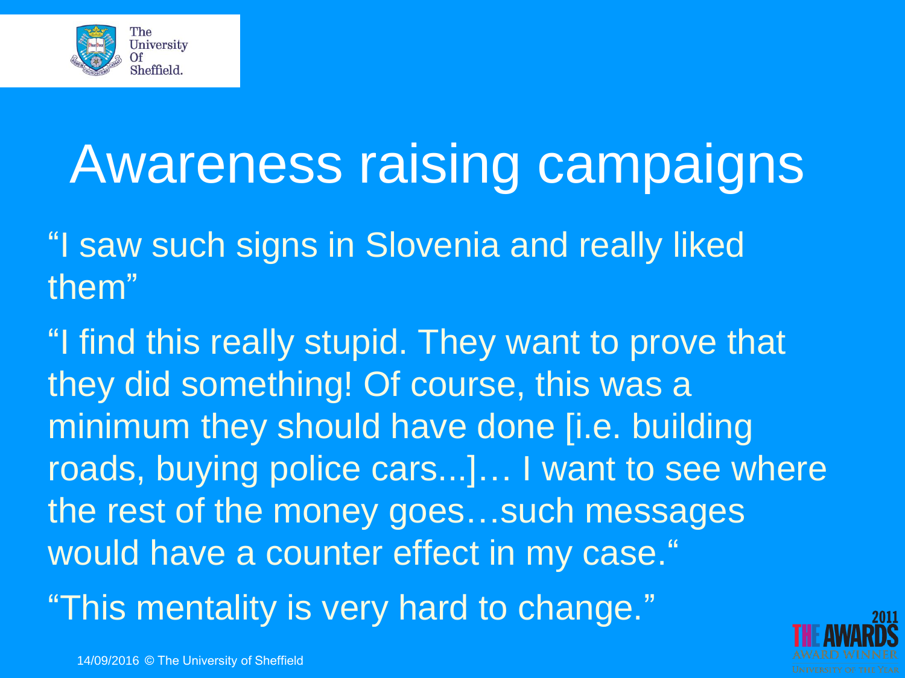# Awareness raising campaigns

"I saw such signs in Slovenia and really liked them"

"I find this really stupid. They want to prove that they did something! Of course, this was a minimum they should have done [i.e. building roads, buying police cars...]… I want to see where the rest of the money goes…such messages would have a counter effect in my case."

"This mentality is very hard to change."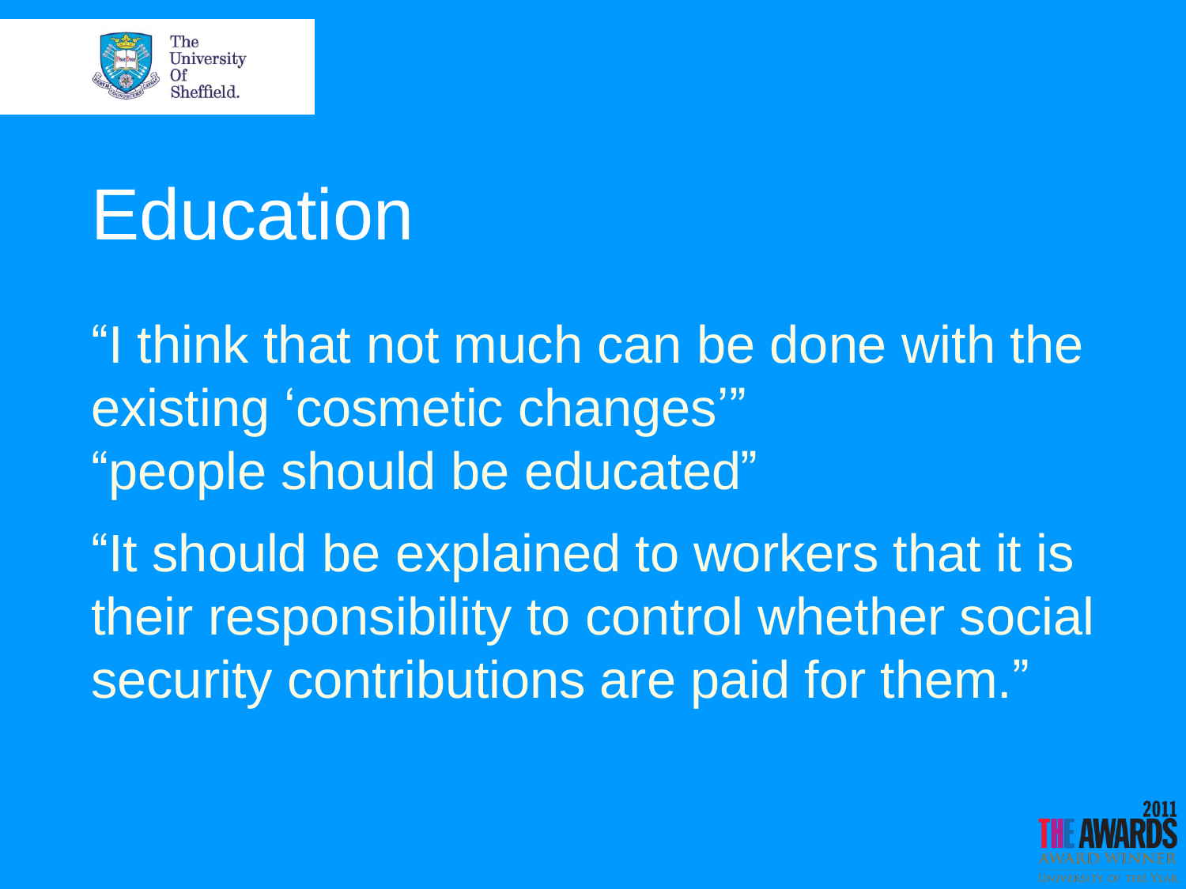# Education

“I think that not much can be done with the existing ‘cosmetic changes’”
“people should be educated”

“It should be explained to workers that it is their responsibility to control whether social security contributions are paid for them.”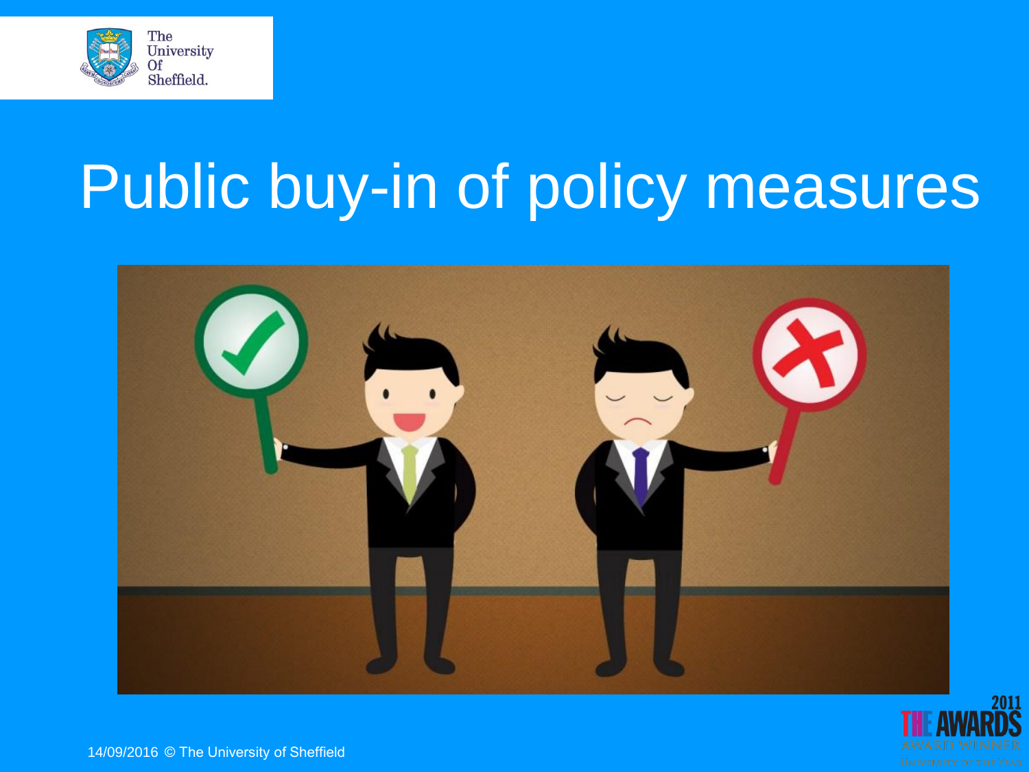# Public buy-in of policy measures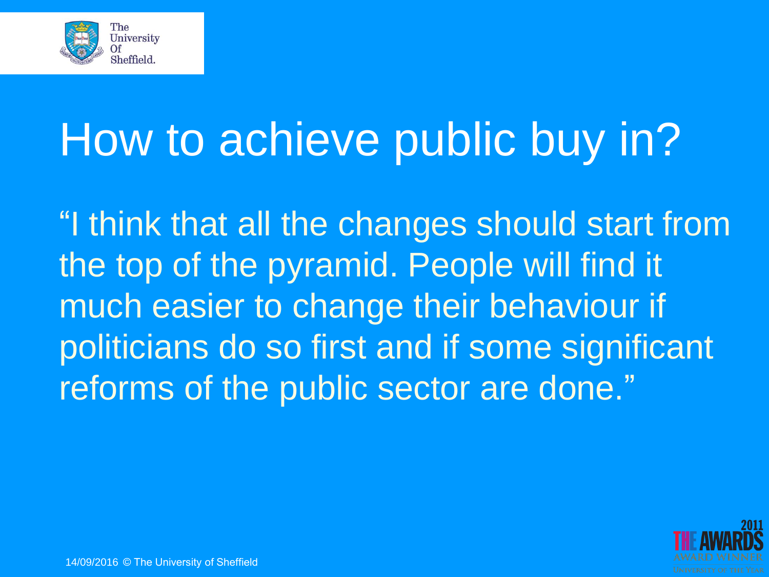# How to achieve public buy in?

"I think that all the changes should start from the top of the pyramid. People will find it much easier to change their behaviour if politicians do so first and if some significant reforms of the public sector are done."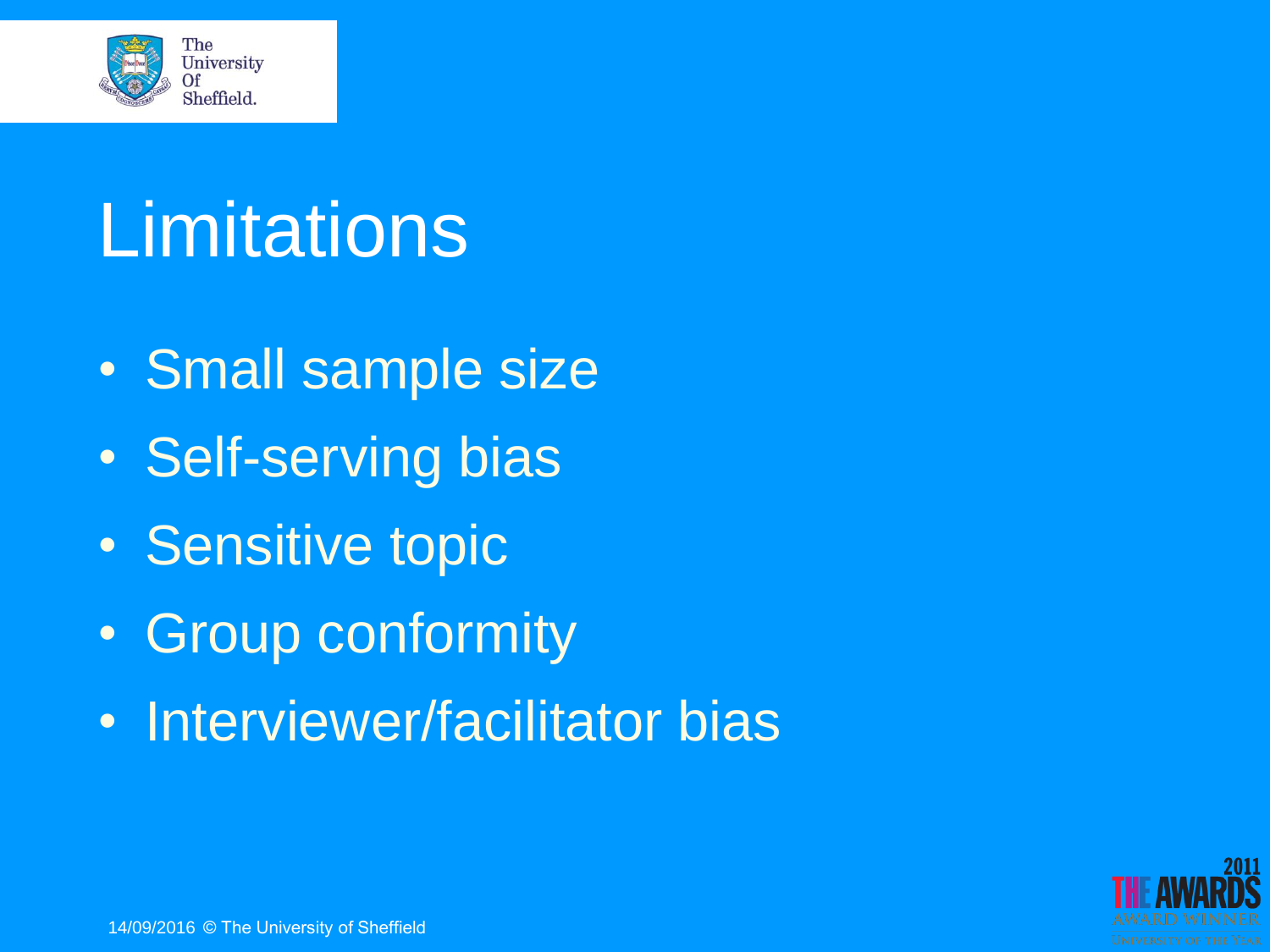# Limitations

- Small sample size
- Self-serving bias
- Sensitive topic
- Group conformity
- Interviewer/facilitator bias